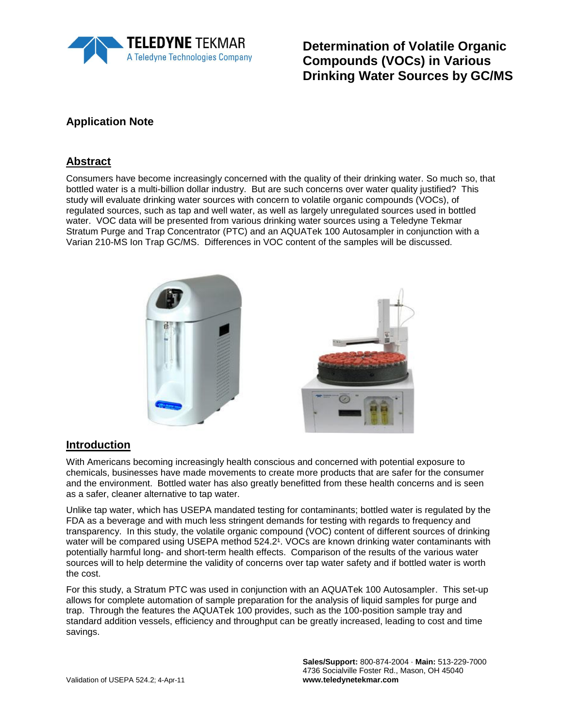# Determination of Volatile Organic Compounds (VOCs) in Various Drinking Water Sources by GC/MS

## Application Note

## Abstract

Consumers have become increasingly concerned with the quality of their drinking water. So much so, that bottled water is a multi-billion dollar industry. But are such concerns over water quality justified? This study will evaluate drinking water sources with concern to volatile organic compounds (VOCs), of regulated sources, such as tap and well water, as well as largely unregulated sources used in bottled water. VOC data will be presented from various drinking water sources using a Teledyne Tekmar Stratum Purge and Trap Concentrator (PTC) and an AQUATek 100 Autosampler in conjunction with a Varian 210-MS Ion Trap GC/MS. Differences in VOC content of the samples will be discussed.

## Introduction

With Americans becoming increasingly health conscious and concerned with potential exposure to chemicals, businesses have made movements to create more products that are safer for the consumer and the environment. Bottled water has also greatly benefitted from these health concerns and is seen as a safer, cleaner alternative to tap water.

Unlike tap water, which has USEPA mandated testing for contaminants; bottled water is regulated by the FDA as a beverage and with much less stringent demands for testing with regards to frequency and transparency. In this study, the volatile organic compound (VOC) content of different sources of drinking water will be compared using USEPA method 524.2[1]. VOCs are known drinking water contaminants with potentially harmful long- and short-term health effects. Comparison of the results of the various water sources will to help determine the validity of concerns over tap water safety and if bottled water is worth the cost.

For this study, a Stratum PTC was used in conjunction with an AQUATek 100 Autosampler. This set-up allows for complete automation of sample preparation for the analysis of liquid samples for purge and trap. Through the features the AQUATek 100 provides, such as the 100-position sample tray and standard addition vessels, efficiency and throughput can be greatly increased, leading to cost and time savings.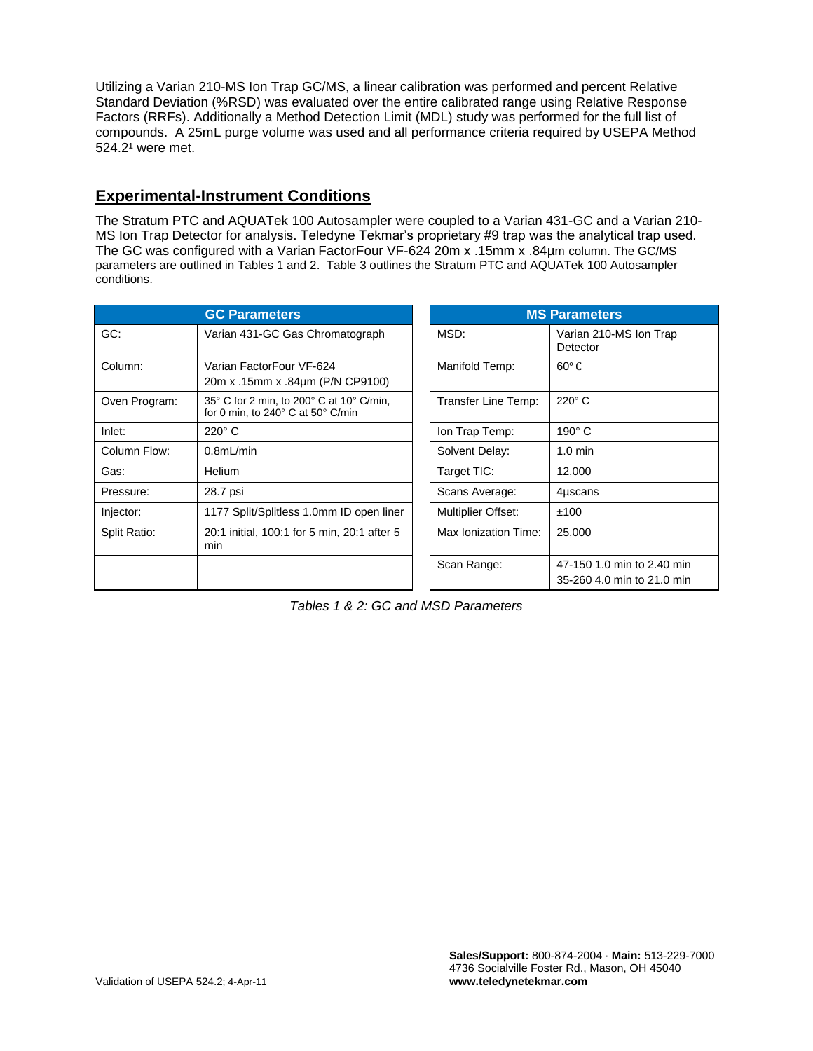Utilizing a Varian 210-MS Ion Trap GC/MS, a linear calibration was performed and percent Relative Standard Deviation (%RSD) was evaluated over the entire calibrated range using Relative Response Factors (RRFs). Additionally a Method Detection Limit (MDL) study was performed for the full list of compounds. A 25mL purge volume was used and all performance criteria required by USEPA Method 524.2[1] were met.

## Experimental-Instrument Conditions

The Stratum PTC and AQUATek 100 Autosampler were coupled to a Varian 431-GC and a Varian 210-MS Ion Trap Detector for analysis. Teledyne Tekmar's proprietary #9 trap was the analytical trap used. The GC was configured with a Varian FactorFour VF-624 20m x .15mm x .84µm column. The GC/MS parameters are outlined in Tables 1 and 2. Table 3 outlines the Stratum PTC and AQUATek 100 Autosampler conditions.

| GC Parameters | |
|---|---|
| GC: | Varian 431-GC Gas Chromatograph |
| Column: | Varian FactorFour VF-624 20m x .15mm x .84µm (P/N CP9100) |
| Oven Program: | 35° C for 2 min, to 200° C at 10° C/min, for 0 min, to 240° C at 50° C/min |
| Inlet: | 220° C |
| Column Flow: | 0.8mL/min |
| Gas: | Helium |
| Pressure: | 28.7 psi |
| Injector: | 1177 Split/Splitless 1.0mm ID open liner |
| Split Ratio: | 20:1 initial, 100:1 for 5 min, 20:1 after 5 min |

| MS Parameters | |
|---|---|
| MSD: | Varian 210-MS Ion Trap Detector |
| Manifold Temp: | 60° C |
| Transfer Line Temp: | 220° C |
| Ion Trap Temp: | 190° C |
| Solvent Delay: | 1.0 min |
| Target TIC: | 12,000 |
| Scans Average: | 4µscans |
| Multiplier Offset: | ±100 |
| Max Ionization Time: | 25,000 |
| Scan Range: | 47-150 1.0 min to 2.40 min<br>35-260 4.0 min to 21.0 min |

*Tables 1 & 2: GC and MSD Parameters*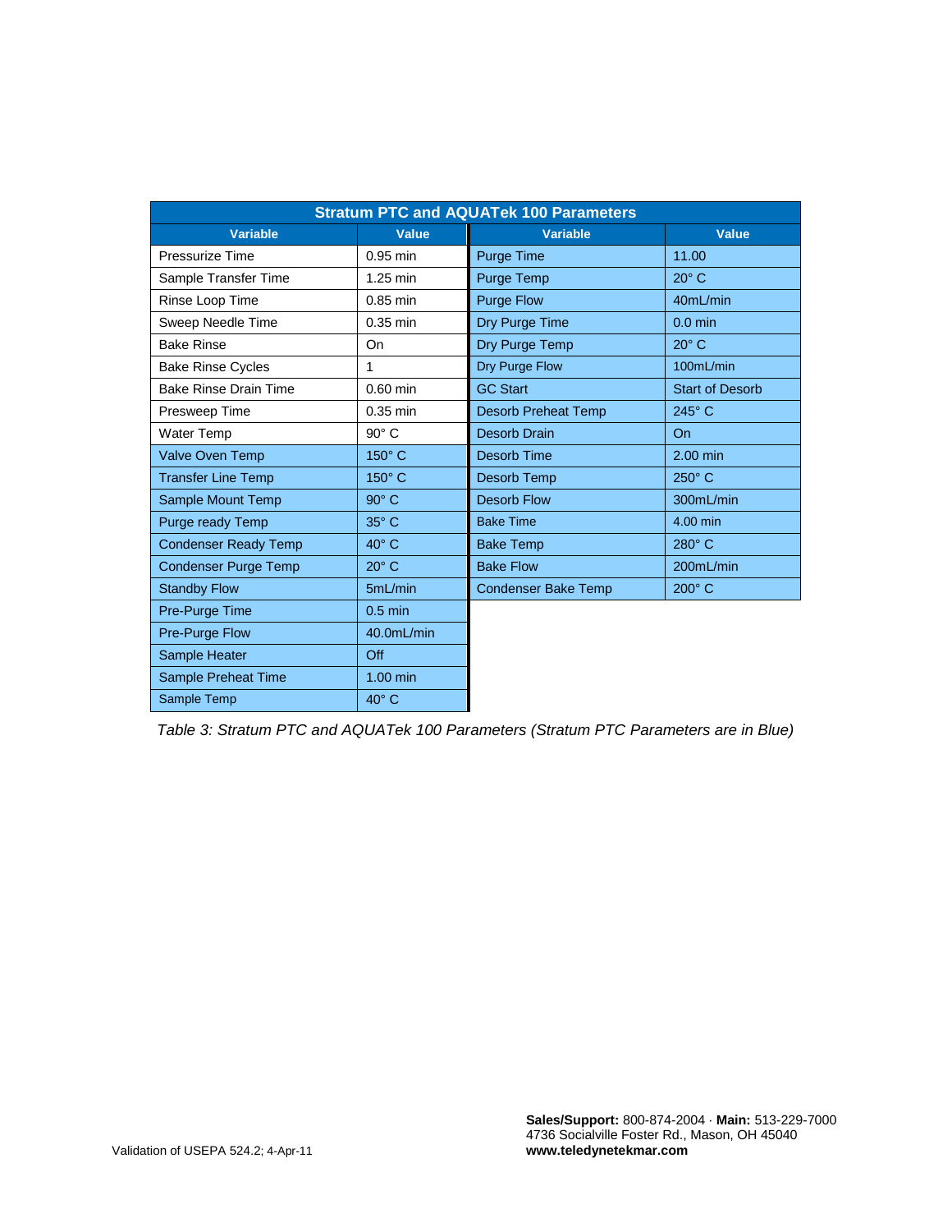| Stratum PTC and AQUATek 100 Parameters | | | |
|---|---|---|---|
| **Variable** | **Value** | **Variable** | **Value** |
| Pressurize Time | 0.95 min | Purge Time | 11.00 |
| Sample Transfer Time | 1.25 min | Purge Temp | 20° C |
| Rinse Loop Time | 0.85 min | Purge Flow | 40mL/min |
| Sweep Needle Time | 0.35 min | Dry Purge Time | 0.0 min |
| Bake Rinse | On | Dry Purge Temp | 20° C |
| Bake Rinse Cycles | 1 | Dry Purge Flow | 100mL/min |
| Bake Rinse Drain Time | 0.60 min | GC Start | Start of Desorb |
| Presweep Time | 0.35 min | Desorb Preheat Temp | 245° C |
| Water Temp | 90° C | Desorb Drain | On |
| Valve Oven Temp | 150° C | Desorb Time | 2.00 min |
| Transfer Line Temp | 150° C | Desorb Temp | 250° C |
| Sample Mount Temp | 90° C | Desorb Flow | 300mL/min |
| Purge ready Temp | 35° C | Bake Time | 4.00 min |
| Condenser Ready Temp | 40° C | Bake Temp | 280° C |
| Condenser Purge Temp | 20° C | Bake Flow | 200mL/min |
| Standby Flow | 5mL/min | Condenser Bake Temp | 200° C |
| Pre-Purge Time | 0.5 min | | |
| Pre-Purge Flow | 40.0mL/min | | |
| Sample Heater | Off | | |
| Sample Preheat Time | 1.00 min | | |
| Sample Temp | 40° C | | |

*Table 3: Stratum PTC and AQUATek 100 Parameters (Stratum PTC Parameters are in Blue)*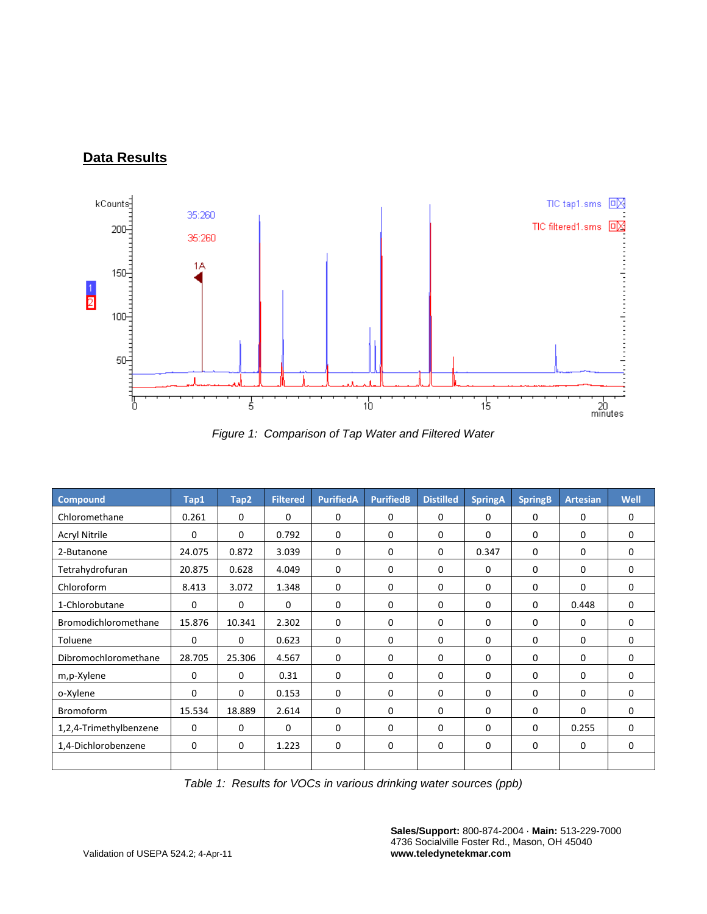## Data Results

*Figure 1: Comparison of Tap Water and Filtered Water*

| Compound | Tap1 | Tap2 | Filtered | PurifiedA | PurifiedB | Distilled | SpringA | SpringB | Artesian | Well |
|---|---|---|---|---|---|---|---|---|---|---|
| Chloromethane | 0.261 | 0 | 0 | 0 | 0 | 0 | 0 | 0 | 0 | 0 |
| Acryl Nitrile | 0 | 0 | 0.792 | 0 | 0 | 0 | 0 | 0 | 0 | 0 |
| 2-Butanone | 24.075 | 0.872 | 3.039 | 0 | 0 | 0 | 0.347 | 0 | 0 | 0 |
| Tetrahydrofuran | 20.875 | 0.628 | 4.049 | 0 | 0 | 0 | 0 | 0 | 0 | 0 |
| Chloroform | 8.413 | 3.072 | 1.348 | 0 | 0 | 0 | 0 | 0 | 0 | 0 |
| 1-Chlorobutane | 0 | 0 | 0 | 0 | 0 | 0 | 0 | 0 | 0.448 | 0 |
| Bromodichloromethane | 15.876 | 10.341 | 2.302 | 0 | 0 | 0 | 0 | 0 | 0 | 0 |
| Toluene | 0 | 0 | 0.623 | 0 | 0 | 0 | 0 | 0 | 0 | 0 |
| Dibromochloromethane | 28.705 | 25.306 | 4.567 | 0 | 0 | 0 | 0 | 0 | 0 | 0 |
| m,p-Xylene | 0 | 0 | 0.31 | 0 | 0 | 0 | 0 | 0 | 0 | 0 |
| o-Xylene | 0 | 0 | 0.153 | 0 | 0 | 0 | 0 | 0 | 0 | 0 |
| Bromoform | 15.534 | 18.889 | 2.614 | 0 | 0 | 0 | 0 | 0 | 0 | 0 |
| 1,2,4-Trimethylbenzene | 0 | 0 | 0 | 0 | 0 | 0 | 0 | 0 | 0.255 | 0 |
| 1,4-Dichlorobenzene | 0 | 0 | 1.223 | 0 | 0 | 0 | 0 | 0 | 0 | 0 |
| | | | | | | | | | | |

*Table 1: Results for VOCs in various drinking water sources (ppb)*

Validation of USEPA 524.2; 4-Apr-11

**Sales/Support:** 800-874-2004 · **Main:** 513-229-7000
4736 Socialville Foster Rd., Mason, OH 45040
**www.teledynetekmar.com**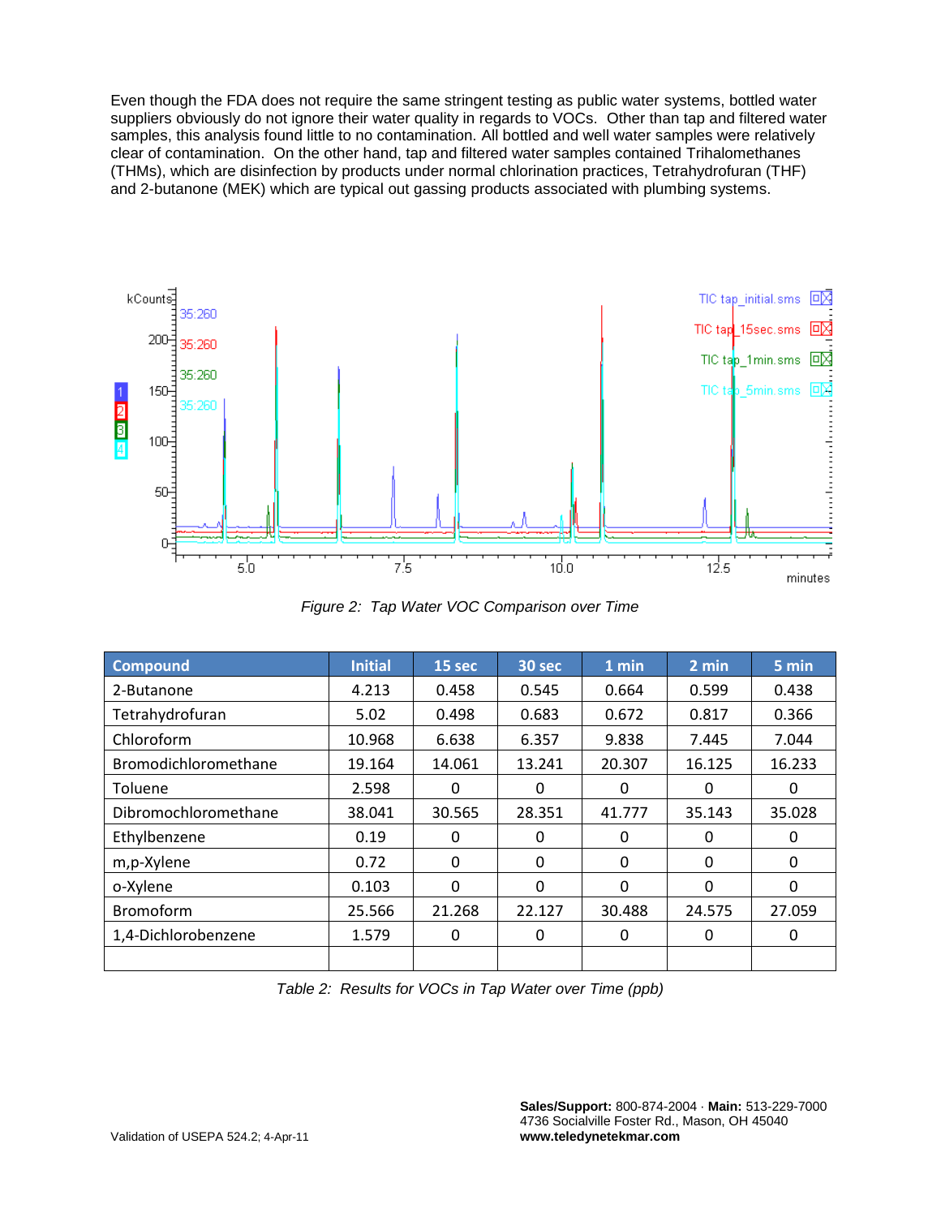Even though the FDA does not require the same stringent testing as public water systems, bottled water suppliers obviously do not ignore their water quality in regards to VOCs. Other than tap and filtered water samples, this analysis found little to no contamination. All bottled and well water samples were relatively clear of contamination. On the other hand, tap and filtered water samples contained Trihalomethanes (THMs), which are disinfection by products under normal chlorination practices, Tetrahydrofuran (THF) and 2-butanone (MEK) which are typical out gassing products associated with plumbing systems.

*Figure 2: Tap Water VOC Comparison over Time*

| Compound | Initial | 15 sec | 30 sec | 1 min | 2 min | 5 min |
|---|---|---|---|---|---|---|
| 2-Butanone | 4.213 | 0.458 | 0.545 | 0.664 | 0.599 | 0.438 |
| Tetrahydrofuran | 5.02 | 0.498 | 0.683 | 0.672 | 0.817 | 0.366 |
| Chloroform | 10.968 | 6.638 | 6.357 | 9.838 | 7.445 | 7.044 |
| Bromodichloromethane | 19.164 | 14.061 | 13.241 | 20.307 | 16.125 | 16.233 |
| Toluene | 2.598 | 0 | 0 | 0 | 0 | 0 |
| Dibromochloromethane | 38.041 | 30.565 | 28.351 | 41.777 | 35.143 | 35.028 |
| Ethylbenzene | 0.19 | 0 | 0 | 0 | 0 | 0 |
| m,p-Xylene | 0.72 | 0 | 0 | 0 | 0 | 0 |
| o-Xylene | 0.103 | 0 | 0 | 0 | 0 | 0 |
| Bromoform | 25.566 | 21.268 | 22.127 | 30.488 | 24.575 | 27.059 |
| 1,4-Dichlorobenzene | 1.579 | 0 | 0 | 0 | 0 | 0 |
| | | | | | | |

*Table 2: Results for VOCs in Tap Water over Time (ppb)*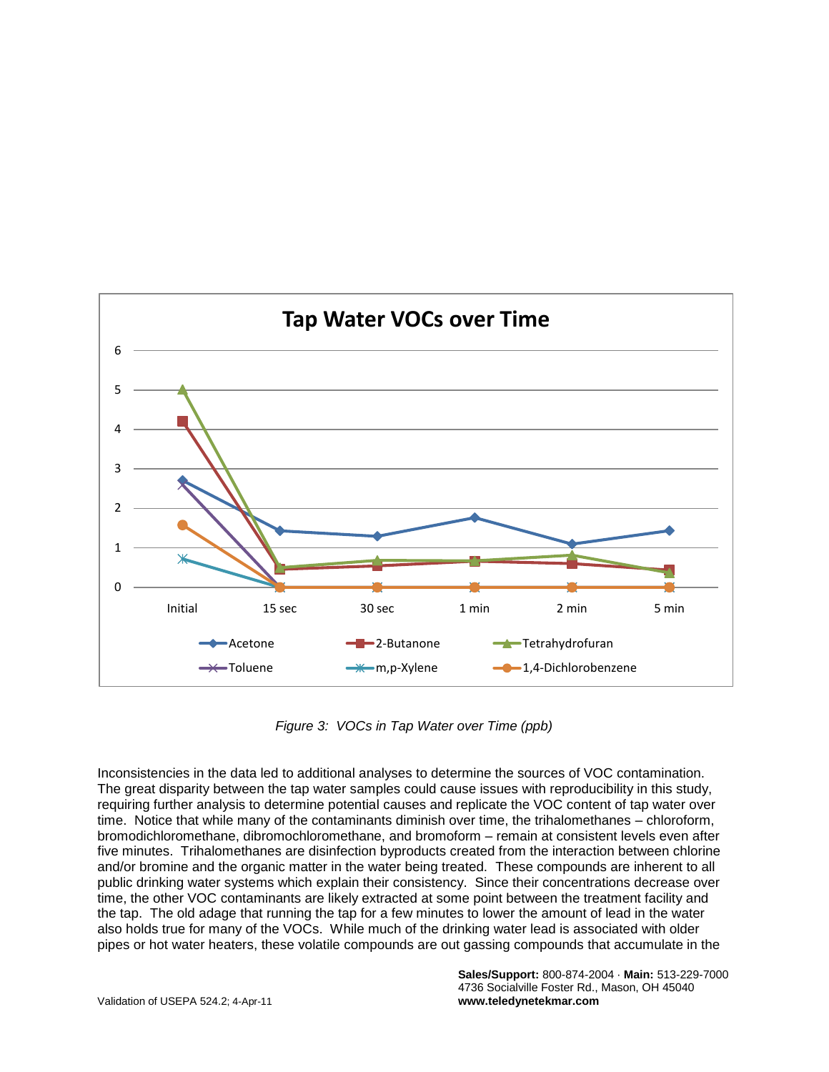Figure 3: VOCs in Tap Water over Time (ppb)

Inconsistencies in the data led to additional analyses to determine the sources of VOC contamination. The great disparity between the tap water samples could cause issues with reproducibility in this study, requiring further analysis to determine potential causes and replicate the VOC content of tap water over time. Notice that while many of the contaminants diminish over time, the trihalomethanes – chloroform, bromodichloromethane, dibromochloromethane, and bromoform – remain at consistent levels even after five minutes. Trihalomethanes are disinfection byproducts created from the interaction between chlorine and/or bromine and the organic matter in the water being treated. These compounds are inherent to all public drinking water systems which explain their consistency. Since their concentrations decrease over time, the other VOC contaminants are likely extracted at some point between the treatment facility and the tap. The old adage that running the tap for a few minutes to lower the amount of lead in the water also holds true for many of the VOCs. While much of the drinking water lead is associated with older pipes or hot water heaters, these volatile compounds are out gassing compounds that accumulate in the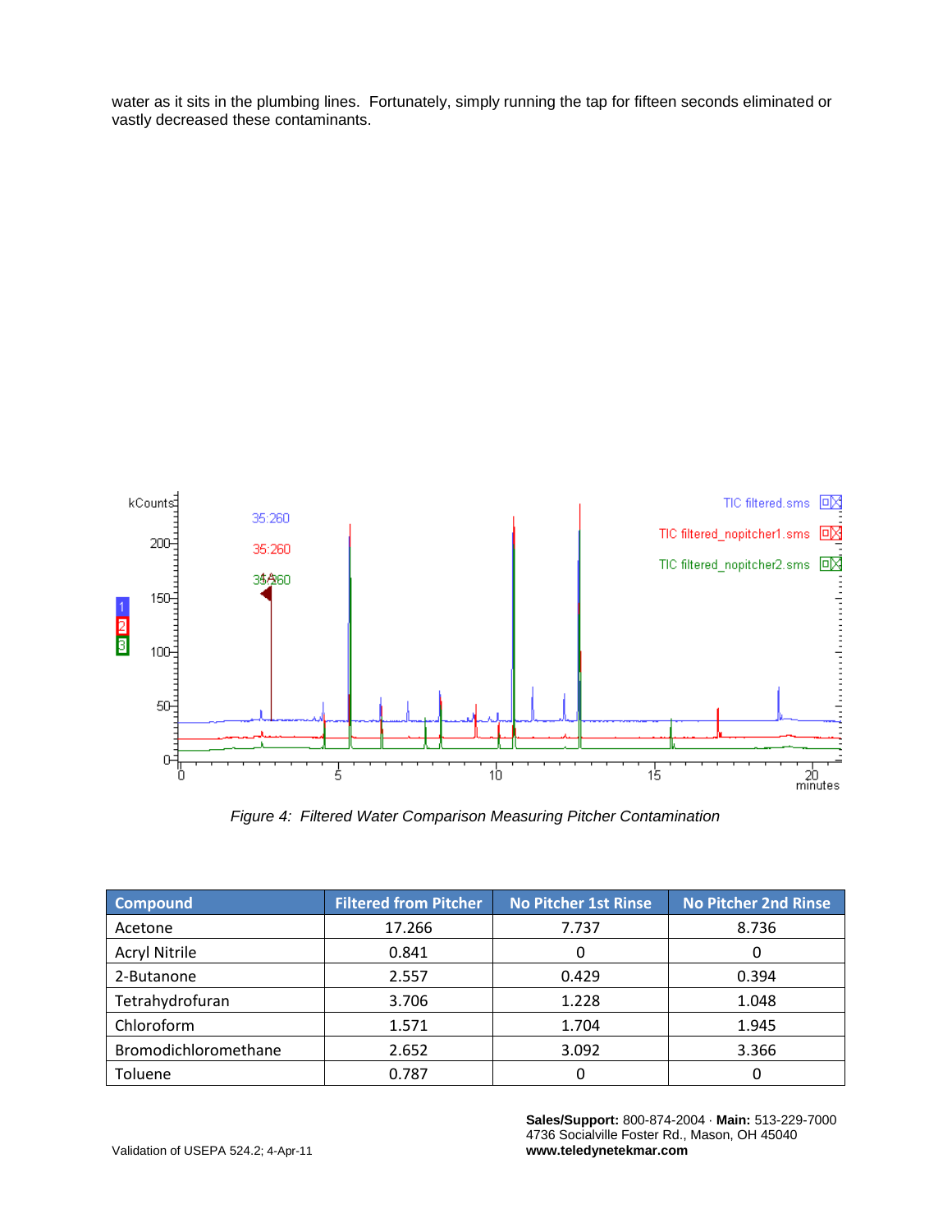water as it sits in the plumbing lines. Fortunately, simply running the tap for fifteen seconds eliminated or vastly decreased these contaminants.

*Figure 4: Filtered Water Comparison Measuring Pitcher Contamination*

| Compound | Filtered from Pitcher | No Pitcher 1st Rinse | No Pitcher 2nd Rinse |
|---|---|---|---|
| Acetone | 17.266 | 7.737 | 8.736 |
| Acryl Nitrile | 0.841 | 0 | 0 |
| 2-Butanone | 2.557 | 0.429 | 0.394 |
| Tetrahydrofuran | 3.706 | 1.228 | 1.048 |
| Chloroform | 1.571 | 1.704 | 1.945 |
| Bromodichloromethane | 2.652 | 3.092 | 3.366 |
| Toluene | 0.787 | 0 | 0 |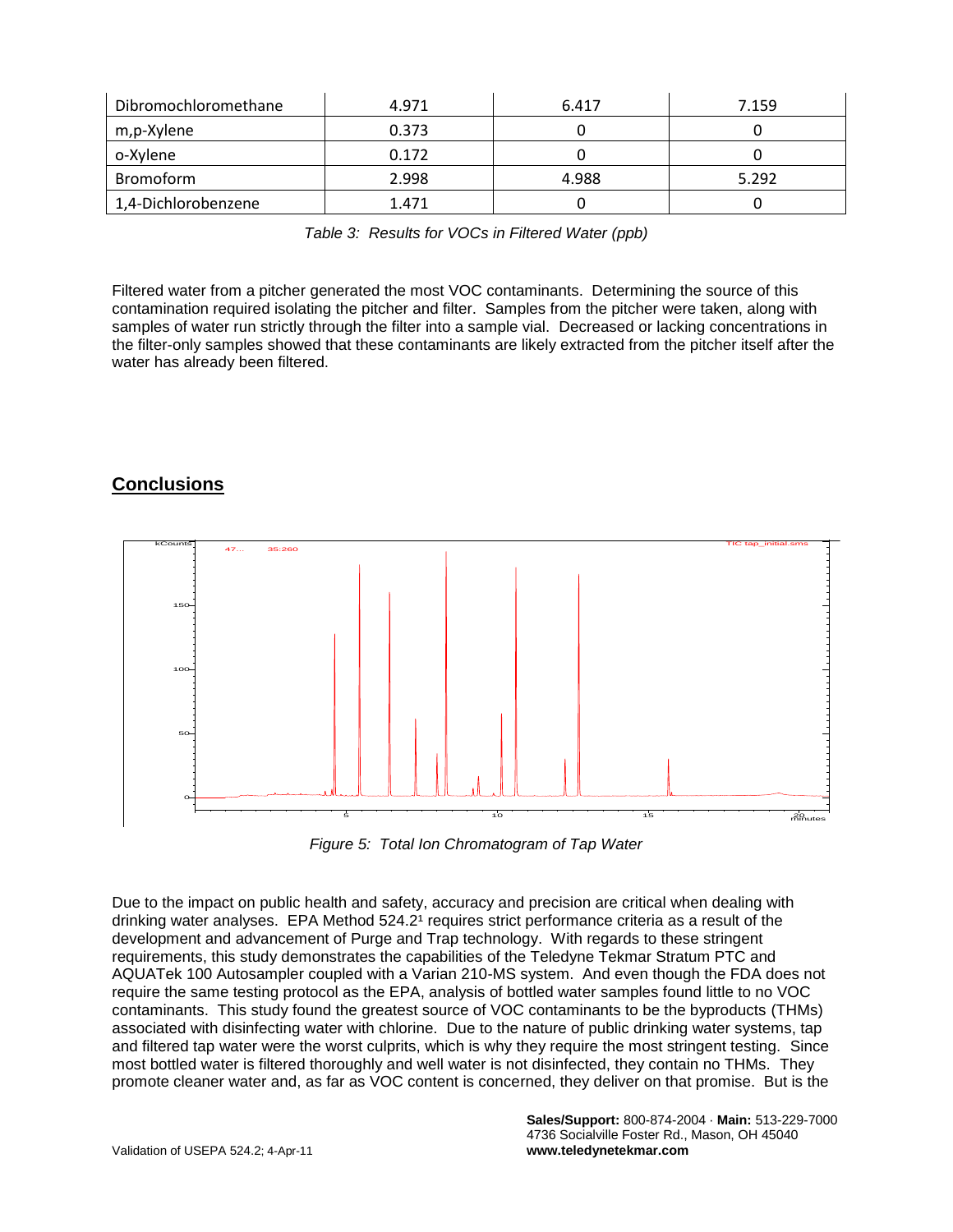| Dibromochloromethane | 4.971 | 6.417 | 7.159 |
|---|---|---|---|
| m,p-Xylene | 0.373 | 0 | 0 |
| o-Xylene | 0.172 | 0 | 0 |
| Bromoform | 2.998 | 4.988 | 5.292 |
| 1,4-Dichlorobenzene | 1.471 | 0 | 0 |

*Table 3: Results for VOCs in Filtered Water (ppb)*

Filtered water from a pitcher generated the most VOC contaminants. Determining the source of this contamination required isolating the pitcher and filter. Samples from the pitcher were taken, along with samples of water run strictly through the filter into a sample vial. Decreased or lacking concentrations in the filter-only samples showed that these contaminants are likely extracted from the pitcher itself after the water has already been filtered.

## Conclusions

*Figure 5: Total Ion Chromatogram of Tap Water*

Due to the impact on public health and safety, accuracy and precision are critical when dealing with drinking water analyses. EPA Method 524.2[1] requires strict performance criteria as a result of the development and advancement of Purge and Trap technology. With regards to these stringent requirements, this study demonstrates the capabilities of the Teledyne Tekmar Stratum PTC and AQUATek 100 Autosampler coupled with a Varian 210-MS system. And even though the FDA does not require the same testing protocol as the EPA, analysis of bottled water samples found little to no VOC contaminants. This study found the greatest source of VOC contaminants to be the byproducts (THMs) associated with disinfecting water with chlorine. Due to the nature of public drinking water systems, tap and filtered tap water were the worst culprits, which is why they require the most stringent testing. Since most bottled water is filtered thoroughly and well water is not disinfected, they contain no THMs. They promote cleaner water and, as far as VOC content is concerned, they deliver on that promise. But is the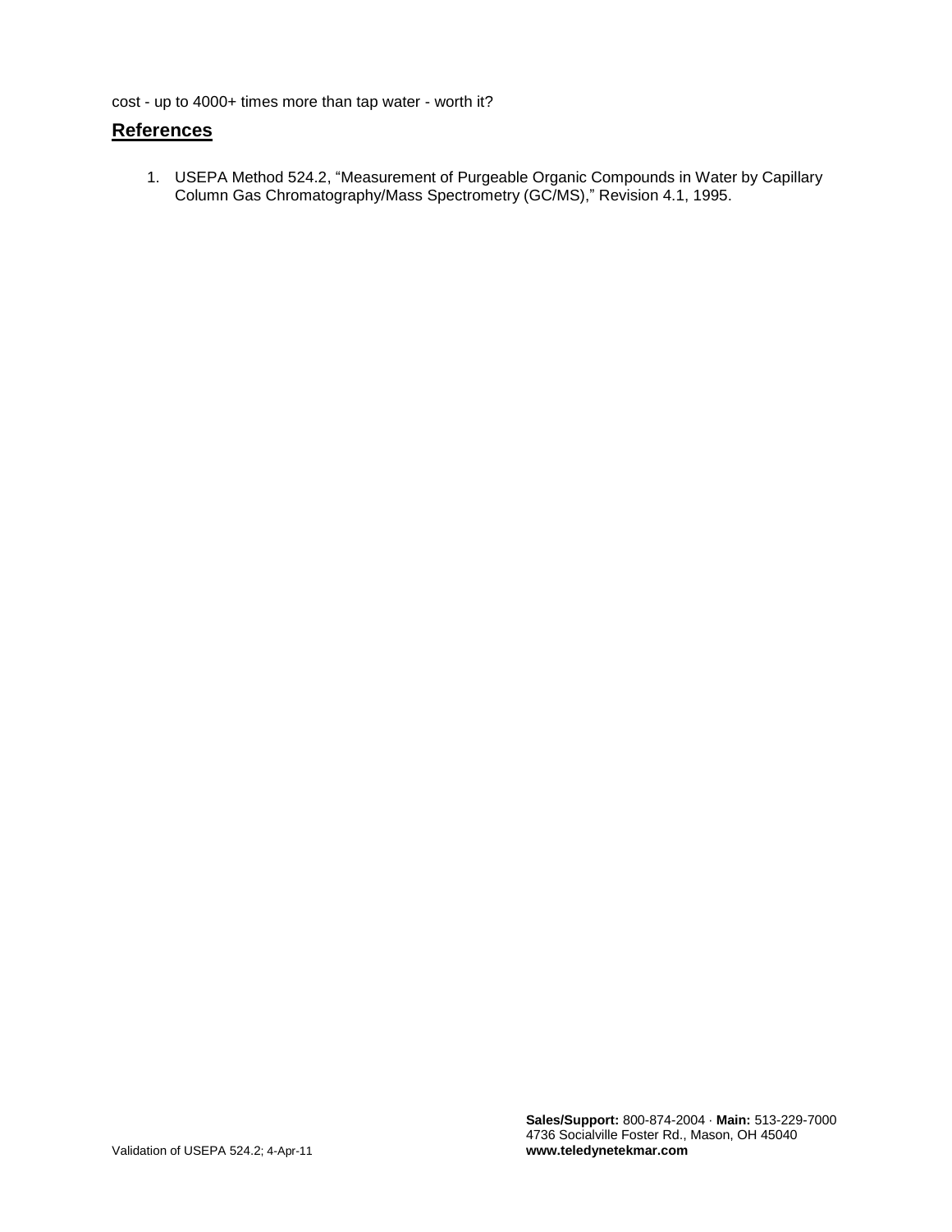cost - up to 4000+ times more than tap water - worth it?

## References

1. USEPA Method 524.2, "Measurement of Purgeable Organic Compounds in Water by Capillary Column Gas Chromatography/Mass Spectrometry (GC/MS)," Revision 4.1, 1995.